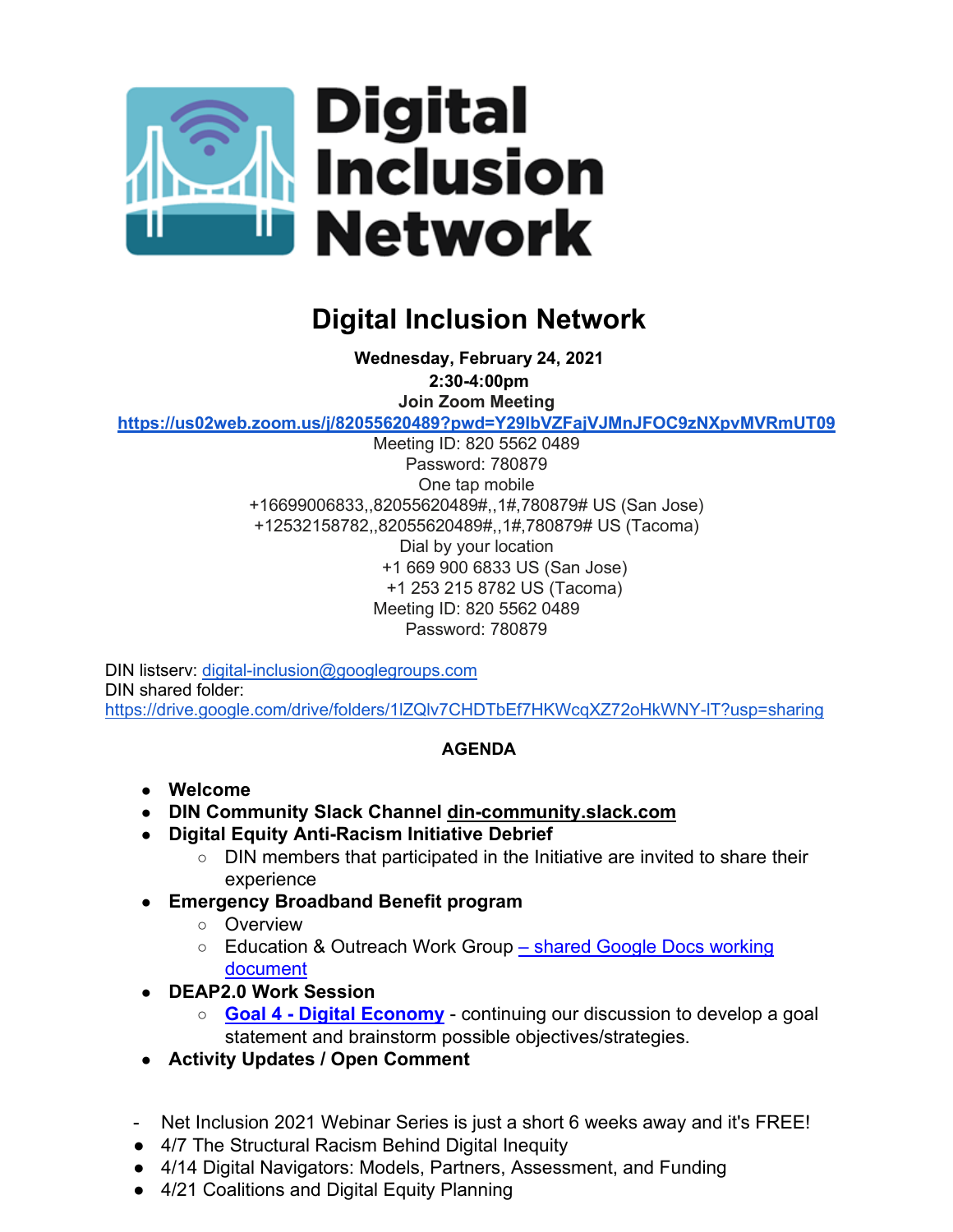**Digital Inclusion Network**

# Digital Inclusion Network

**Wednesday, February 24, 2021**
**2:30-4:00pm**
**Join Zoom Meeting**
**https://us02web.zoom.us/j/82055620489?pwd=Y29lbVZFajVJMnJFOC9zNXpvMVRmUT09**
Meeting ID: 820 5562 0489
Password: 780879
One tap mobile
+16699006833,,82055620489#,,1#,780879# US (San Jose)
+12532158782,,82055620489#,,1#,780879# US (Tacoma)
Dial by your location
+1 669 900 6833 US (San Jose)
+1 253 215 8782 US (Tacoma)
Meeting ID: 820 5562 0489
Password: 780879

DIN listserv: digital-inclusion@googlegroups.com
DIN shared folder:
https://drive.google.com/drive/folders/1lZQlv7CHDTbEf7HKWcqXZ72oHkWNY-lT?usp=sharing

**AGENDA**

- **Welcome**
- **DIN Community Slack Channel din-community.slack.com**
- **Digital Equity Anti-Racism Initiative Debrief**
  - DIN members that participated in the Initiative are invited to share their experience
- **Emergency Broadband Benefit program**
  - Overview
  - Education & Outreach Work Group – shared Google Docs working document
- **DEAP2.0 Work Session**
  - **Goal 4 - Digital Economy** - continuing our discussion to develop a goal statement and brainstorm possible objectives/strategies.
- **Activity Updates / Open Comment**

- Net Inclusion 2021 Webinar Series is just a short 6 weeks away and it's FREE!
- 4/7 The Structural Racism Behind Digital Inequity
- 4/14 Digital Navigators: Models, Partners, Assessment, and Funding
- 4/21 Coalitions and Digital Equity Planning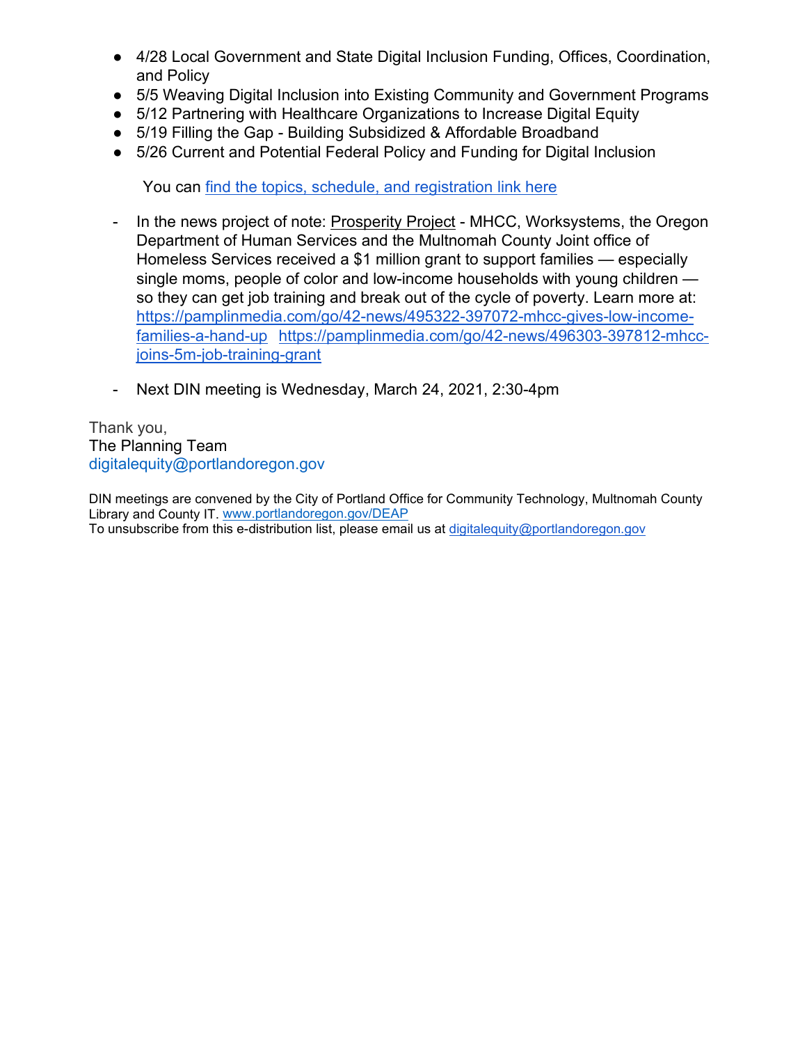- 4/28 Local Government and State Digital Inclusion Funding, Offices, Coordination, and Policy
- 5/5 Weaving Digital Inclusion into Existing Community and Government Programs
- 5/12 Partnering with Healthcare Organizations to Increase Digital Equity
- 5/19 Filling the Gap - Building Subsidized & Affordable Broadband
- 5/26 Current and Potential Federal Policy and Funding for Digital Inclusion

  You can find the topics, schedule, and registration link here

- In the news project of note: Prosperity Project - MHCC, Worksystems, the Oregon Department of Human Services and the Multnomah County Joint office of Homeless Services received a $1 million grant to support families — especially single moms, people of color and low-income households with young children — so they can get job training and break out of the cycle of poverty. Learn more at: https://pamplinmedia.com/go/42-news/495322-397072-mhcc-gives-low-income-families-a-hand-up https://pamplinmedia.com/go/42-news/496303-397812-mhcc-joins-5m-job-training-grant

- Next DIN meeting is Wednesday, March 24, 2021, 2:30-4pm

Thank you,
The Planning Team
digitalequity@portlandoregon.gov

DIN meetings are convened by the City of Portland Office for Community Technology, Multnomah County Library and County IT. www.portlandoregon.gov/DEAP
To unsubscribe from this e-distribution list, please email us at digitalequity@portlandoregon.gov